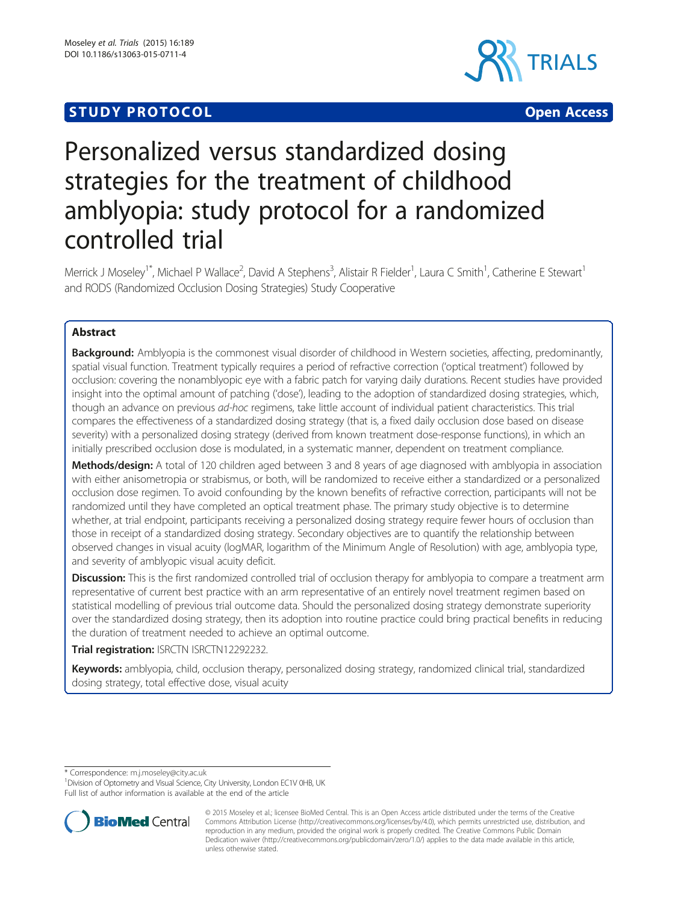**STUDY PROTOCOL** **Open Access**

# Personalized versus standardized dosing strategies for the treatment of childhood amblyopia: study protocol for a randomized controlled trial

Merrick J Moseley[1*], Michael P Wallace[2], David A Stephens[3], Alistair R Fielder[1], Laura C Smith[1], Catherine E Stewart[1] and RODS (Randomized Occlusion Dosing Strategies) Study Cooperative

## Abstract

**Background:** Amblyopia is the commonest visual disorder of childhood in Western societies, affecting, predominantly, spatial visual function. Treatment typically requires a period of refractive correction ('optical treatment') followed by occlusion: covering the nonamblyopic eye with a fabric patch for varying daily durations. Recent studies have provided insight into the optimal amount of patching ('dose'), leading to the adoption of standardized dosing strategies, which, though an advance on previous *ad-hoc* regimens, take little account of individual patient characteristics. This trial compares the effectiveness of a standardized dosing strategy (that is, a fixed daily occlusion dose based on disease severity) with a personalized dosing strategy (derived from known treatment dose-response functions), in which an initially prescribed occlusion dose is modulated, in a systematic manner, dependent on treatment compliance.

**Methods/design:** A total of 120 children aged between 3 and 8 years of age diagnosed with amblyopia in association with either anisometropia or strabismus, or both, will be randomized to receive either a standardized or a personalized occlusion dose regimen. To avoid confounding by the known benefits of refractive correction, participants will not be randomized until they have completed an optical treatment phase. The primary study objective is to determine whether, at trial endpoint, participants receiving a personalized dosing strategy require fewer hours of occlusion than those in receipt of a standardized dosing strategy. Secondary objectives are to quantify the relationship between observed changes in visual acuity (logMAR, logarithm of the Minimum Angle of Resolution) with age, amblyopia type, and severity of amblyopic visual acuity deficit.

**Discussion:** This is the first randomized controlled trial of occlusion therapy for amblyopia to compare a treatment arm representative of current best practice with an arm representative of an entirely novel treatment regimen based on statistical modelling of previous trial outcome data. Should the personalized dosing strategy demonstrate superiority over the standardized dosing strategy, then its adoption into routine practice could bring practical benefits in reducing the duration of treatment needed to achieve an optimal outcome.

**Trial registration:** ISRCTN ISRCTN12292232.

**Keywords:** amblyopia, child, occlusion therapy, personalized dosing strategy, randomized clinical trial, standardized dosing strategy, total effective dose, visual acuity

\* Correspondence: m.j.moseley@city.ac.uk
[1]Division of Optometry and Visual Science, City University, London EC1V 0HB, UK
Full list of author information is available at the end of the article

© 2015 Moseley et al.; licensee BioMed Central. This is an Open Access article distributed under the terms of the Creative Commons Attribution License (http://creativecommons.org/licenses/by/4.0), which permits unrestricted use, distribution, and reproduction in any medium, provided the original work is properly credited. The Creative Commons Public Domain Dedication waiver (http://creativecommons.org/publicdomain/zero/1.0/) applies to the data made available in this article, unless otherwise stated.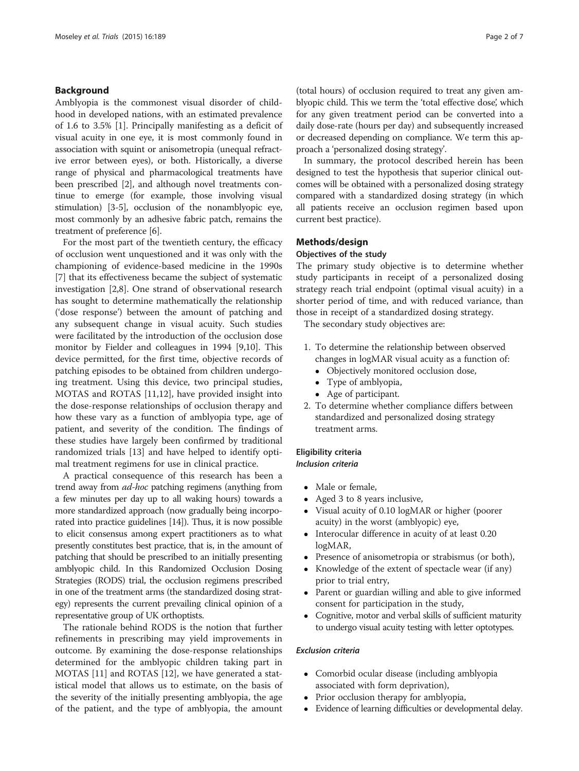## Background

Amblyopia is the commonest visual disorder of childhood in developed nations, with an estimated prevalence of 1.6 to 3.5% [1]. Principally manifesting as a deficit of visual acuity in one eye, it is most commonly found in association with squint or anisometropia (unequal refractive error between eyes), or both. Historically, a diverse range of physical and pharmacological treatments have been prescribed [2], and although novel treatments continue to emerge (for example, those involving visual stimulation) [3-5], occlusion of the nonamblyopic eye, most commonly by an adhesive fabric patch, remains the treatment of preference [6].

For the most part of the twentieth century, the efficacy of occlusion went unquestioned and it was only with the championing of evidence-based medicine in the 1990s [7] that its effectiveness became the subject of systematic investigation [2,8]. One strand of observational research has sought to determine mathematically the relationship ('dose response') between the amount of patching and any subsequent change in visual acuity. Such studies were facilitated by the introduction of the occlusion dose monitor by Fielder and colleagues in 1994 [9,10]. This device permitted, for the first time, objective records of patching episodes to be obtained from children undergoing treatment. Using this device, two principal studies, MOTAS and ROTAS [11,12], have provided insight into the dose-response relationships of occlusion therapy and how these vary as a function of amblyopia type, age of patient, and severity of the condition. The findings of these studies have largely been confirmed by traditional randomized trials [13] and have helped to identify optimal treatment regimens for use in clinical practice.

A practical consequence of this research has been a trend away from *ad-hoc* patching regimens (anything from a few minutes per day up to all waking hours) towards a more standardized approach (now gradually being incorporated into practice guidelines [14]). Thus, it is now possible to elicit consensus among expert practitioners as to what presently constitutes best practice, that is, in the amount of patching that should be prescribed to an initially presenting amblyopic child. In this Randomized Occlusion Dosing Strategies (RODS) trial, the occlusion regimens prescribed in one of the treatment arms (the standardized dosing strategy) represents the current prevailing clinical opinion of a representative group of UK orthoptists.

The rationale behind RODS is the notion that further refinements in prescribing may yield improvements in outcome. By examining the dose-response relationships determined for the amblyopic children taking part in MOTAS [11] and ROTAS [12], we have generated a statistical model that allows us to estimate, on the basis of the severity of the initially presenting amblyopia, the age of the patient, and the type of amblyopia, the amount (total hours) of occlusion required to treat any given amblyopic child. This we term the 'total effective dose', which for any given treatment period can be converted into a daily dose-rate (hours per day) and subsequently increased or decreased depending on compliance. We term this approach a 'personalized dosing strategy'.

In summary, the protocol described herein has been designed to test the hypothesis that superior clinical outcomes will be obtained with a personalized dosing strategy compared with a standardized dosing strategy (in which all patients receive an occlusion regimen based upon current best practice).

## Methods/design

### Objectives of the study

The primary study objective is to determine whether study participants in receipt of a personalized dosing strategy reach trial endpoint (optimal visual acuity) in a shorter period of time, and with reduced variance, than those in receipt of a standardized dosing strategy.

The secondary study objectives are:

1. To determine the relationship between observed changes in logMAR visual acuity as a function of:
   - Objectively monitored occlusion dose,
   - Type of amblyopia,
   - Age of participant.
2. To determine whether compliance differs between standardized and personalized dosing strategy treatment arms.

### Eligibility criteria

#### *Inclusion criteria*

- Male or female,
- Aged 3 to 8 years inclusive,
- Visual acuity of 0.10 logMAR or higher (poorer acuity) in the worst (amblyopic) eye,
- Interocular difference in acuity of at least 0.20 logMAR,
- Presence of anisometropia or strabismus (or both),
- Knowledge of the extent of spectacle wear (if any) prior to trial entry,
- Parent or guardian willing and able to give informed consent for participation in the study,
- Cognitive, motor and verbal skills of sufficient maturity to undergo visual acuity testing with letter optotypes.

#### *Exclusion criteria*

- Comorbid ocular disease (including amblyopia associated with form deprivation),
- Prior occlusion therapy for amblyopia,
- Evidence of learning difficulties or developmental delay.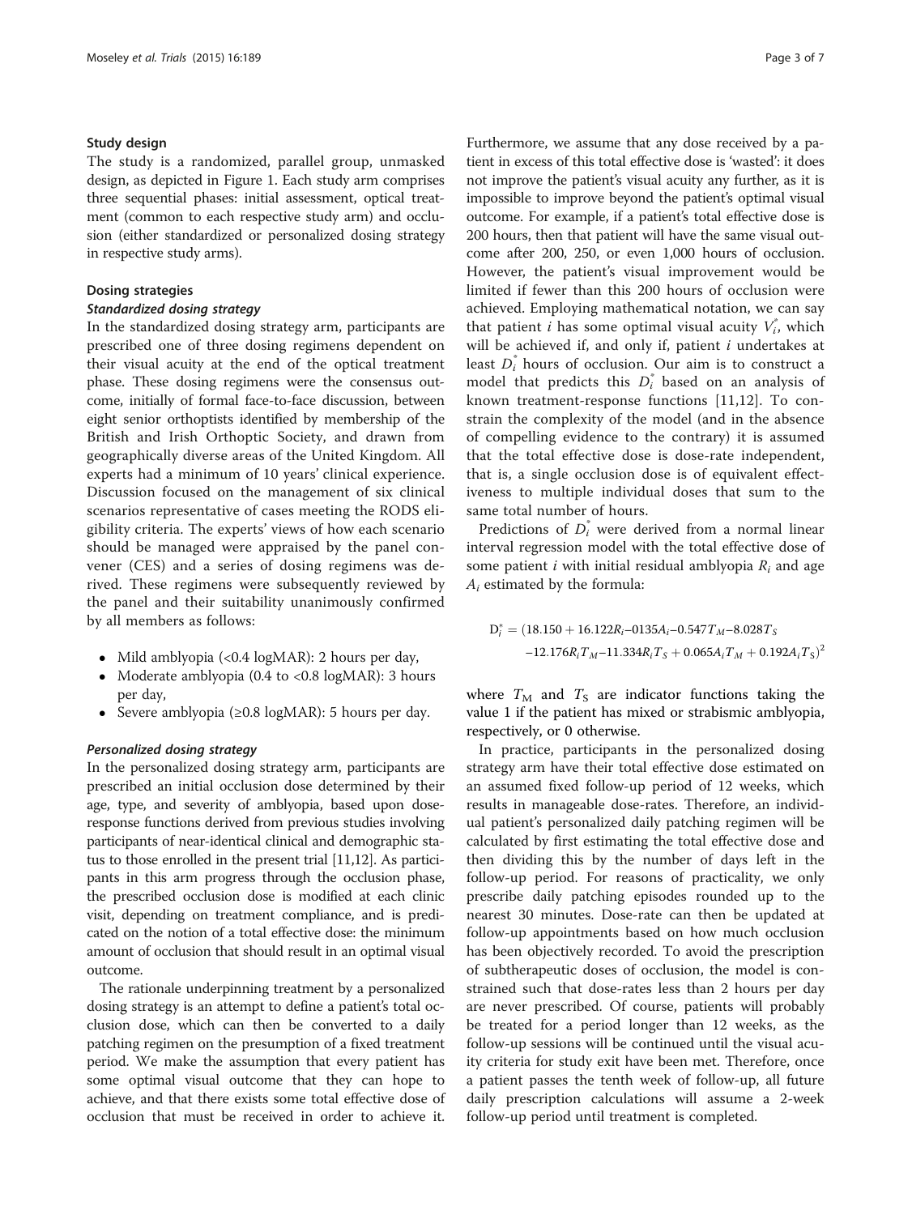### Study design

The study is a randomized, parallel group, unmasked design, as depicted in Figure 1. Each study arm comprises three sequential phases: initial assessment, optical treatment (common to each respective study arm) and occlusion (either standardized or personalized dosing strategy in respective study arms).

### Dosing strategies

#### *Standardized dosing strategy*

In the standardized dosing strategy arm, participants are prescribed one of three dosing regimens dependent on their visual acuity at the end of the optical treatment phase. These dosing regimens were the consensus outcome, initially of formal face-to-face discussion, between eight senior orthoptists identified by membership of the British and Irish Orthoptic Society, and drawn from geographically diverse areas of the United Kingdom. All experts had a minimum of 10 years' clinical experience. Discussion focused on the management of six clinical scenarios representative of cases meeting the RODS eligibility criteria. The experts' views of how each scenario should be managed were appraised by the panel convener (CES) and a series of dosing regimens was derived. These regimens were subsequently reviewed by the panel and their suitability unanimously confirmed by all members as follows:

- Mild amblyopia (<0.4 logMAR): 2 hours per day,
- Moderate amblyopia (0.4 to <0.8 logMAR): 3 hours per day,
- Severe amblyopia (≥0.8 logMAR): 5 hours per day.

#### *Personalized dosing strategy*

In the personalized dosing strategy arm, participants are prescribed an initial occlusion dose determined by their age, type, and severity of amblyopia, based upon dose-response functions derived from previous studies involving participants of near-identical clinical and demographic status to those enrolled in the present trial [11,12]. As participants in this arm progress through the occlusion phase, the prescribed occlusion dose is modified at each clinic visit, depending on treatment compliance, and is predicated on the notion of a total effective dose: the minimum amount of occlusion that should result in an optimal visual outcome.

The rationale underpinning treatment by a personalized dosing strategy is an attempt to define a patient's total occlusion dose, which can then be converted to a daily patching regimen on the presumption of a fixed treatment period. We make the assumption that every patient has some optimal visual outcome that they can hope to achieve, and that there exists some total effective dose of occlusion that must be received in order to achieve it. Furthermore, we assume that any dose received by a patient in excess of this total effective dose is 'wasted': it does not improve the patient's visual acuity any further, as it is impossible to improve beyond the patient's optimal visual outcome. For example, if a patient's total effective dose is 200 hours, then that patient will have the same visual outcome after 200, 250, or even 1,000 hours of occlusion. However, the patient's visual improvement would be limited if fewer than this 200 hours of occlusion were achieved. Employing mathematical notation, we can say that patient $i$ has some optimal visual acuity $V_i^*$, which will be achieved if, and only if, patient $i$ undertakes at least $D_i^*$ hours of occlusion. Our aim is to construct a model that predicts this $D_i^*$ based on an analysis of known treatment-response functions [11,12]. To constrain the complexity of the model (and in the absence of compelling evidence to the contrary) it is assumed that the total effective dose is dose-rate independent, that is, a single occlusion dose is of equivalent effectiveness to multiple individual doses that sum to the same total number of hours.

Predictions of $D_i^*$ were derived from a normal linear interval regression model with the total effective dose of some patient $i$ with initial residual amblyopia $R_i$ and age $A_i$ estimated by the formula:

$$D_i^* = (18.150 + 16.122R_i - 0135A_i - 0.547T_M - 8.028T_S - 12.176R_iT_M - 11.334R_iT_S + 0.065A_iT_M + 0.192A_iT_S)^2$$

where $T_M$ and $T_S$ are indicator functions taking the value 1 if the patient has mixed or strabismic amblyopia, respectively, or 0 otherwise.

In practice, participants in the personalized dosing strategy arm have their total effective dose estimated on an assumed fixed follow-up period of 12 weeks, which results in manageable dose-rates. Therefore, an individual patient's personalized daily patching regimen will be calculated by first estimating the total effective dose and then dividing this by the number of days left in the follow-up period. For reasons of practicality, we only prescribe daily patching episodes rounded up to the nearest 30 minutes. Dose-rate can then be updated at follow-up appointments based on how much occlusion has been objectively recorded. To avoid the prescription of subtherapeutic doses of occlusion, the model is constrained such that dose-rates less than 2 hours per day are never prescribed. Of course, patients will probably be treated for a period longer than 12 weeks, as the follow-up sessions will be continued until the visual acuity criteria for study exit have been met. Therefore, once a patient passes the tenth week of follow-up, all future daily prescription calculations will assume a 2-week follow-up period until treatment is completed.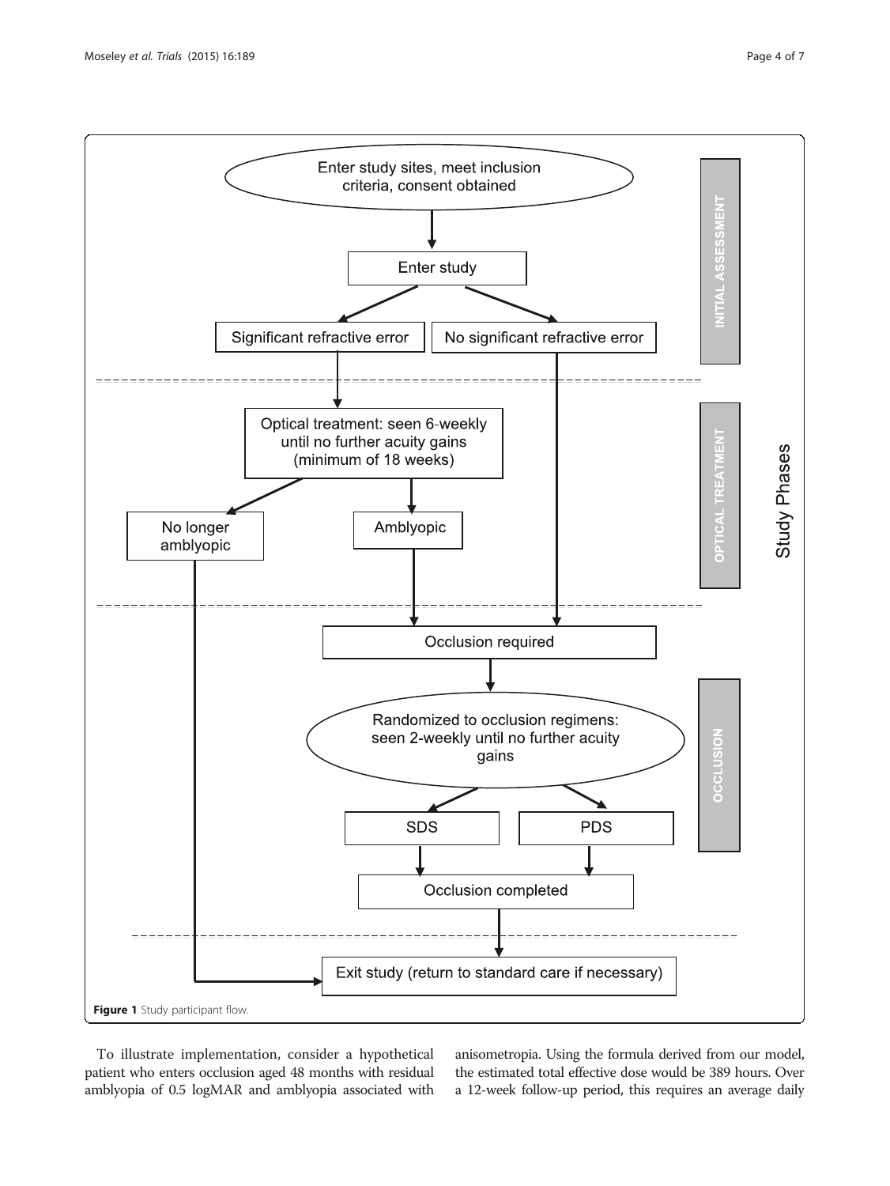**Figure 1** Study participant flow.

To illustrate implementation, consider a hypothetical patient who enters occlusion aged 48 months with residual amblyopia of 0.5 logMAR and amblyopia associated with anisometropia. Using the formula derived from our model, the estimated total effective dose would be 389 hours. Over a 12-week follow-up period, this requires an average daily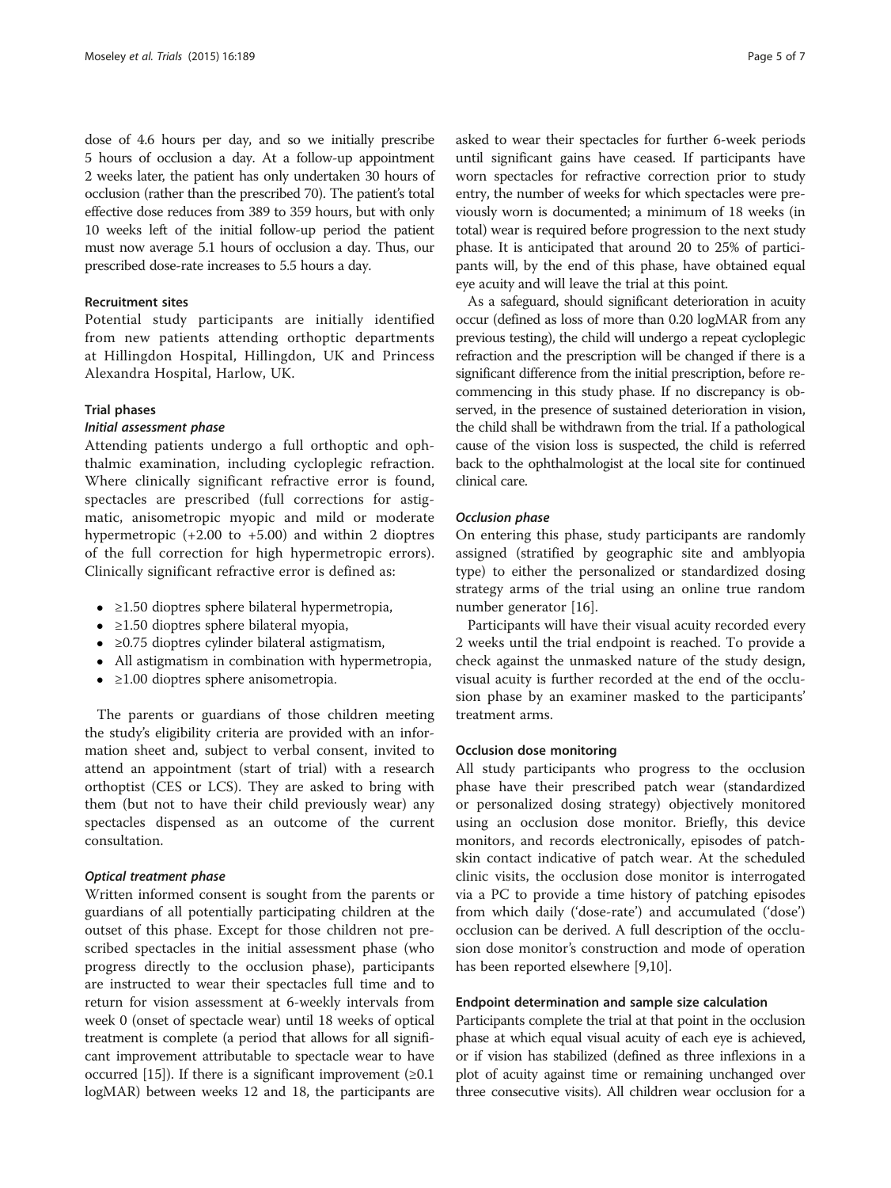dose of 4.6 hours per day, and so we initially prescribe 5 hours of occlusion a day. At a follow-up appointment 2 weeks later, the patient has only undertaken 30 hours of occlusion (rather than the prescribed 70). The patient's total effective dose reduces from 389 to 359 hours, but with only 10 weeks left of the initial follow-up period the patient must now average 5.1 hours of occlusion a day. Thus, our prescribed dose-rate increases to 5.5 hours a day.

### Recruitment sites

Potential study participants are initially identified from new patients attending orthoptic departments at Hillingdon Hospital, Hillingdon, UK and Princess Alexandra Hospital, Harlow, UK.

### Trial phases

#### *Initial assessment phase*

Attending patients undergo a full orthoptic and ophthalmic examination, including cycloplegic refraction. Where clinically significant refractive error is found, spectacles are prescribed (full corrections for astigmatic, anisometropic myopic and mild or moderate hypermetropic (+2.00 to +5.00) and within 2 dioptres of the full correction for high hypermetropic errors). Clinically significant refractive error is defined as:

- ≥1.50 dioptres sphere bilateral hypermetropia,
- ≥1.50 dioptres sphere bilateral myopia,
- ≥0.75 dioptres cylinder bilateral astigmatism,
- All astigmatism in combination with hypermetropia,
- ≥1.00 dioptres sphere anisometropia.

The parents or guardians of those children meeting the study's eligibility criteria are provided with an information sheet and, subject to verbal consent, invited to attend an appointment (start of trial) with a research orthoptist (CES or LCS). They are asked to bring with them (but not to have their child previously wear) any spectacles dispensed as an outcome of the current consultation.

#### *Optical treatment phase*

Written informed consent is sought from the parents or guardians of all potentially participating children at the outset of this phase. Except for those children not prescribed spectacles in the initial assessment phase (who progress directly to the occlusion phase), participants are instructed to wear their spectacles full time and to return for vision assessment at 6-weekly intervals from week 0 (onset of spectacle wear) until 18 weeks of optical treatment is complete (a period that allows for all significant improvement attributable to spectacle wear to have occurred [15]). If there is a significant improvement (≥0.1 logMAR) between weeks 12 and 18, the participants are asked to wear their spectacles for further 6-week periods until significant gains have ceased. If participants have worn spectacles for refractive correction prior to study entry, the number of weeks for which spectacles were previously worn is documented; a minimum of 18 weeks (in total) wear is required before progression to the next study phase. It is anticipated that around 20 to 25% of participants will, by the end of this phase, have obtained equal eye acuity and will leave the trial at this point.

As a safeguard, should significant deterioration in acuity occur (defined as loss of more than 0.20 logMAR from any previous testing), the child will undergo a repeat cycloplegic refraction and the prescription will be changed if there is a significant difference from the initial prescription, before recommencing in this study phase. If no discrepancy is observed, in the presence of sustained deterioration in vision, the child shall be withdrawn from the trial. If a pathological cause of the vision loss is suspected, the child is referred back to the ophthalmologist at the local site for continued clinical care.

#### *Occlusion phase*

On entering this phase, study participants are randomly assigned (stratified by geographic site and amblyopia type) to either the personalized or standardized dosing strategy arms of the trial using an online true random number generator [16].

Participants will have their visual acuity recorded every 2 weeks until the trial endpoint is reached. To provide a check against the unmasked nature of the study design, visual acuity is further recorded at the end of the occlusion phase by an examiner masked to the participants' treatment arms.

### Occlusion dose monitoring

All study participants who progress to the occlusion phase have their prescribed patch wear (standardized or personalized dosing strategy) objectively monitored using an occlusion dose monitor. Briefly, this device monitors, and records electronically, episodes of patch-skin contact indicative of patch wear. At the scheduled clinic visits, the occlusion dose monitor is interrogated via a PC to provide a time history of patching episodes from which daily ('dose-rate') and accumulated ('dose') occlusion can be derived. A full description of the occlusion dose monitor's construction and mode of operation has been reported elsewhere [9,10].

### Endpoint determination and sample size calculation

Participants complete the trial at that point in the occlusion phase at which equal visual acuity of each eye is achieved, or if vision has stabilized (defined as three inflexions in a plot of acuity against time or remaining unchanged over three consecutive visits). All children wear occlusion for a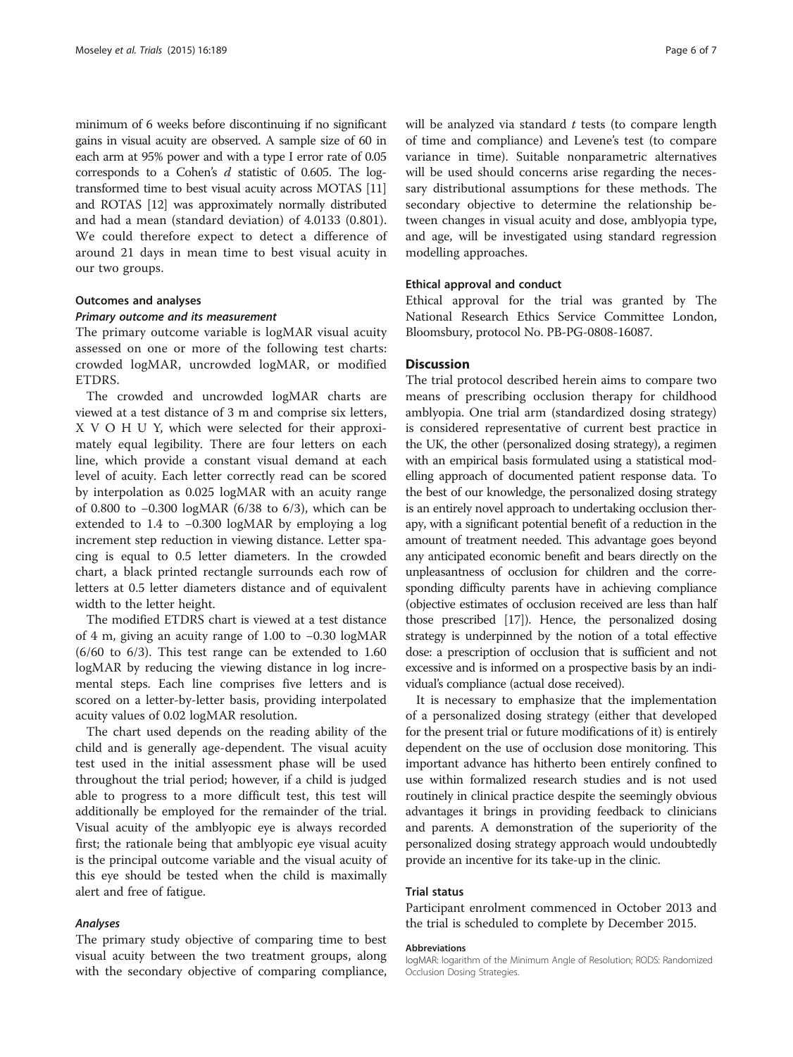minimum of 6 weeks before discontinuing if no significant gains in visual acuity are observed. A sample size of 60 in each arm at 95% power and with a type I error rate of 0.05 corresponds to a Cohen's $d$ statistic of 0.605. The log-transformed time to best visual acuity across MOTAS [11] and ROTAS [12] was approximately normally distributed and had a mean (standard deviation) of 4.0133 (0.801). We could therefore expect to detect a difference of around 21 days in mean time to best visual acuity in our two groups.

### Outcomes and analyses

#### *Primary outcome and its measurement*

The primary outcome variable is logMAR visual acuity assessed on one or more of the following test charts: crowded logMAR, uncrowded logMAR, or modified ETDRS.

The crowded and uncrowded logMAR charts are viewed at a test distance of 3 m and comprise six letters, X V O H U Y, which were selected for their approximately equal legibility. There are four letters on each line, which provide a constant visual demand at each level of acuity. Each letter correctly read can be scored by interpolation as 0.025 logMAR with an acuity range of 0.800 to −0.300 logMAR (6/38 to 6/3), which can be extended to 1.4 to −0.300 logMAR by employing a log increment step reduction in viewing distance. Letter spacing is equal to 0.5 letter diameters. In the crowded chart, a black printed rectangle surrounds each row of letters at 0.5 letter diameters distance and of equivalent width to the letter height.

The modified ETDRS chart is viewed at a test distance of 4 m, giving an acuity range of 1.00 to −0.30 logMAR (6/60 to 6/3). This test range can be extended to 1.60 logMAR by reducing the viewing distance in log incremental steps. Each line comprises five letters and is scored on a letter-by-letter basis, providing interpolated acuity values of 0.02 logMAR resolution.

The chart used depends on the reading ability of the child and is generally age-dependent. The visual acuity test used in the initial assessment phase will be used throughout the trial period; however, if a child is judged able to progress to a more difficult test, this test will additionally be employed for the remainder of the trial. Visual acuity of the amblyopic eye is always recorded first; the rationale being that amblyopic eye visual acuity is the principal outcome variable and the visual acuity of this eye should be tested when the child is maximally alert and free of fatigue.

#### *Analyses*

The primary study objective of comparing time to best visual acuity between the two treatment groups, along with the secondary objective of comparing compliance, will be analyzed via standard $t$ tests (to compare length of time and compliance) and Levene's test (to compare variance in time). Suitable nonparametric alternatives will be used should concerns arise regarding the necessary distributional assumptions for these methods. The secondary objective to determine the relationship between changes in visual acuity and dose, amblyopia type, and age, will be investigated using standard regression modelling approaches.

### Ethical approval and conduct

Ethical approval for the trial was granted by The National Research Ethics Service Committee London, Bloomsbury, protocol No. PB-PG-0808-16087.

## Discussion

The trial protocol described herein aims to compare two means of prescribing occlusion therapy for childhood amblyopia. One trial arm (standardized dosing strategy) is considered representative of current best practice in the UK, the other (personalized dosing strategy), a regimen with an empirical basis formulated using a statistical modelling approach of documented patient response data. To the best of our knowledge, the personalized dosing strategy is an entirely novel approach to undertaking occlusion therapy, with a significant potential benefit of a reduction in the amount of treatment needed. This advantage goes beyond any anticipated economic benefit and bears directly on the unpleasantness of occlusion for children and the corresponding difficulty parents have in achieving compliance (objective estimates of occlusion received are less than half those prescribed [17]). Hence, the personalized dosing strategy is underpinned by the notion of a total effective dose: a prescription of occlusion that is sufficient and not excessive and is informed on a prospective basis by an individual's compliance (actual dose received).

It is necessary to emphasize that the implementation of a personalized dosing strategy (either that developed for the present trial or future modifications of it) is entirely dependent on the use of occlusion dose monitoring. This important advance has hitherto been entirely confined to use within formalized research studies and is not used routinely in clinical practice despite the seemingly obvious advantages it brings in providing feedback to clinicians and parents. A demonstration of the superiority of the personalized dosing strategy approach would undoubtedly provide an incentive for its take-up in the clinic.

## Trial status

Participant enrolment commenced in October 2013 and the trial is scheduled to complete by December 2015.

#### Abbreviations

logMAR: logarithm of the Minimum Angle of Resolution; RODS: Randomized Occlusion Dosing Strategies.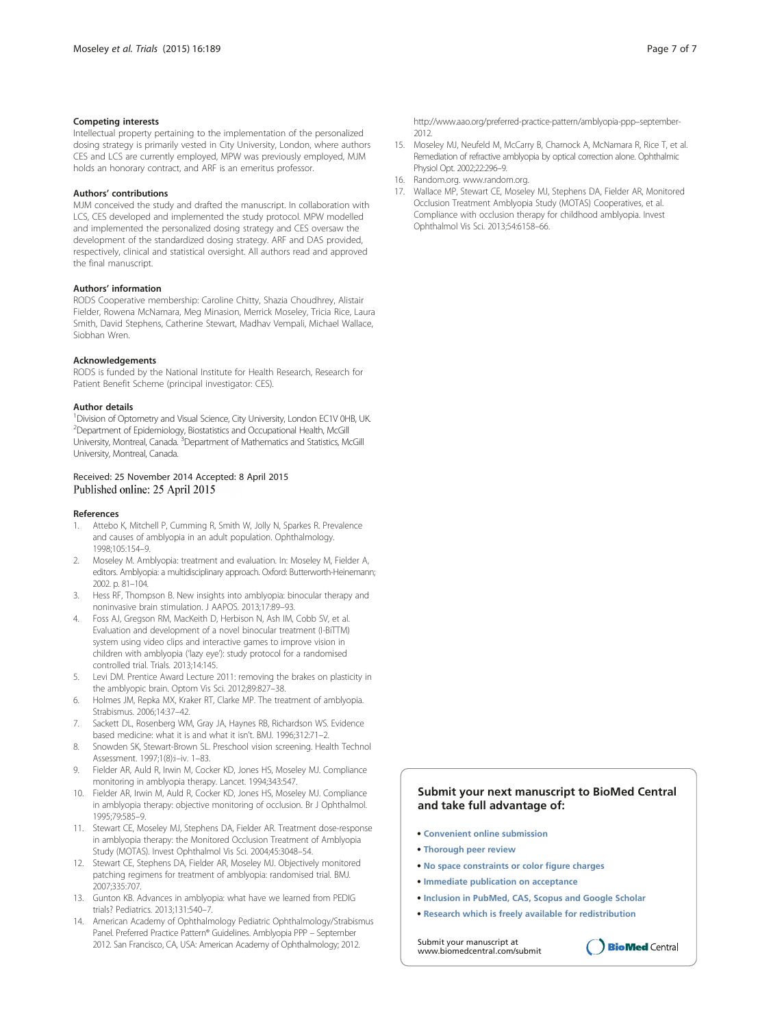### Competing interests

Intellectual property pertaining to the implementation of the personalized dosing strategy is primarily vested in City University, London, where authors CES and LCS are currently employed, MPW was previously employed, MJM holds an honorary contract, and ARF is an emeritus professor.

### Authors' contributions

MJM conceived the study and drafted the manuscript. In collaboration with LCS, CES developed and implemented the study protocol. MPW modelled and implemented the personalized dosing strategy and CES oversaw the development of the standardized dosing strategy. ARF and DAS provided, respectively, clinical and statistical oversight. All authors read and approved the final manuscript.

### Authors' information

RODS Cooperative membership: Caroline Chitty, Shazia Choudhrey, Alistair Fielder, Rowena McNamara, Meg Minasion, Merrick Moseley, Tricia Rice, Laura Smith, David Stephens, Catherine Stewart, Madhav Vempali, Michael Wallace, Siobhan Wren.

### Acknowledgements

RODS is funded by the National Institute for Health Research, Research for Patient Benefit Scheme (principal investigator: CES).

### Author details

[1]Division of Optometry and Visual Science, City University, London EC1V 0HB, UK. [2]Department of Epidemiology, Biostatistics and Occupational Health, McGill University, Montreal, Canada. [3]Department of Mathematics and Statistics, McGill University, Montreal, Canada.

Received: 25 November 2014 Accepted: 8 April 2015
Published online: 25 April 2015

### References

1. Attebo K, Mitchell P, Cumming R, Smith W, Jolly N, Sparkes R. Prevalence and causes of amblyopia in an adult population. Ophthalmology. 1998;105:154–9.
2. Moseley M. Amblyopia: treatment and evaluation. In: Moseley M, Fielder A, editors. Amblyopia: a multidisciplinary approach. Oxford: Butterworth-Heinemann; 2002. p. 81–104.
3. Hess RF, Thompson B. New insights into amblyopia: binocular therapy and noninvasive brain stimulation. J AAPOS. 2013;17:89–93.
4. Foss AJ, Gregson RM, MacKeith D, Herbison N, Ash IM, Cobb SV, et al. Evaluation and development of a novel binocular treatment (I-BiTTM) system using video clips and interactive games to improve vision in children with amblyopia ('lazy eye'): study protocol for a randomised controlled trial. Trials. 2013;14:145.
5. Levi DM. Prentice Award Lecture 2011: removing the brakes on plasticity in the amblyopic brain. Optom Vis Sci. 2012;89:827–38.
6. Holmes JM, Repka MX, Kraker RT, Clarke MP. The treatment of amblyopia. Strabismus. 2006;14:37–42.
7. Sackett DL, Rosenberg WM, Gray JA, Haynes RB, Richardson WS. Evidence based medicine: what it is and what it isn't. BMJ. 1996;312:71–2.
8. Snowden SK, Stewart-Brown SL. Preschool vision screening. Health Technol Assessment. 1997;1(8):i–iv. 1–83.
9. Fielder AR, Auld R, Irwin M, Cocker KD, Jones HS, Moseley MJ. Compliance monitoring in amblyopia therapy. Lancet. 1994;343:547.
10. Fielder AR, Irwin M, Auld R, Cocker KD, Jones HS, Moseley MJ. Compliance in amblyopia therapy: objective monitoring of occlusion. Br J Ophthalmol. 1995;79:585–9.
11. Stewart CE, Moseley MJ, Stephens DA, Fielder AR. Treatment dose-response in amblyopia therapy: the Monitored Occlusion Treatment of Amblyopia Study (MOTAS). Invest Ophthalmol Vis Sci. 2004;45:3048–54.
12. Stewart CE, Stephens DA, Fielder AR, Moseley MJ. Objectively monitored patching regimens for treatment of amblyopia: randomised trial. BMJ. 2007;335:707.
13. Gunton KB. Advances in amblyopia: what have we learned from PEDIG trials? Pediatrics. 2013;131:540–7.
14. American Academy of Ophthalmology Pediatric Ophthalmology/Strabismus Panel. Preferred Practice Pattern® Guidelines. Amblyopia PPP – September 2012. San Francisco, CA, USA: American Academy of Ophthalmology; 2012. http://www.aao.org/preferred-practice-pattern/amblyopia-ppp–september-2012.
15. Moseley MJ, Neufeld M, McCarry B, Charnock A, McNamara R, Rice T, et al. Remediation of refractive amblyopia by optical correction alone. Ophthalmic Physiol Opt. 2002;22:296–9.
16. Random.org. www.random.org.
17. Wallace MP, Stewart CE, Moseley MJ, Stephens DA, Fielder AR, Monitored Occlusion Treatment Amblyopia Study (MOTAS) Cooperatives, et al. Compliance with occlusion therapy for childhood amblyopia. Invest Ophthalmol Vis Sci. 2013;54:6158–66.

**Submit your next manuscript to BioMed Central and take full advantage of:**

- **Convenient online submission**
- **Thorough peer review**
- **No space constraints or color figure charges**
- **Immediate publication on acceptance**
- **Inclusion in PubMed, CAS, Scopus and Google Scholar**
- **Research which is freely available for redistribution**

Submit your manuscript at www.biomedcentral.com/submit

BioMed Central